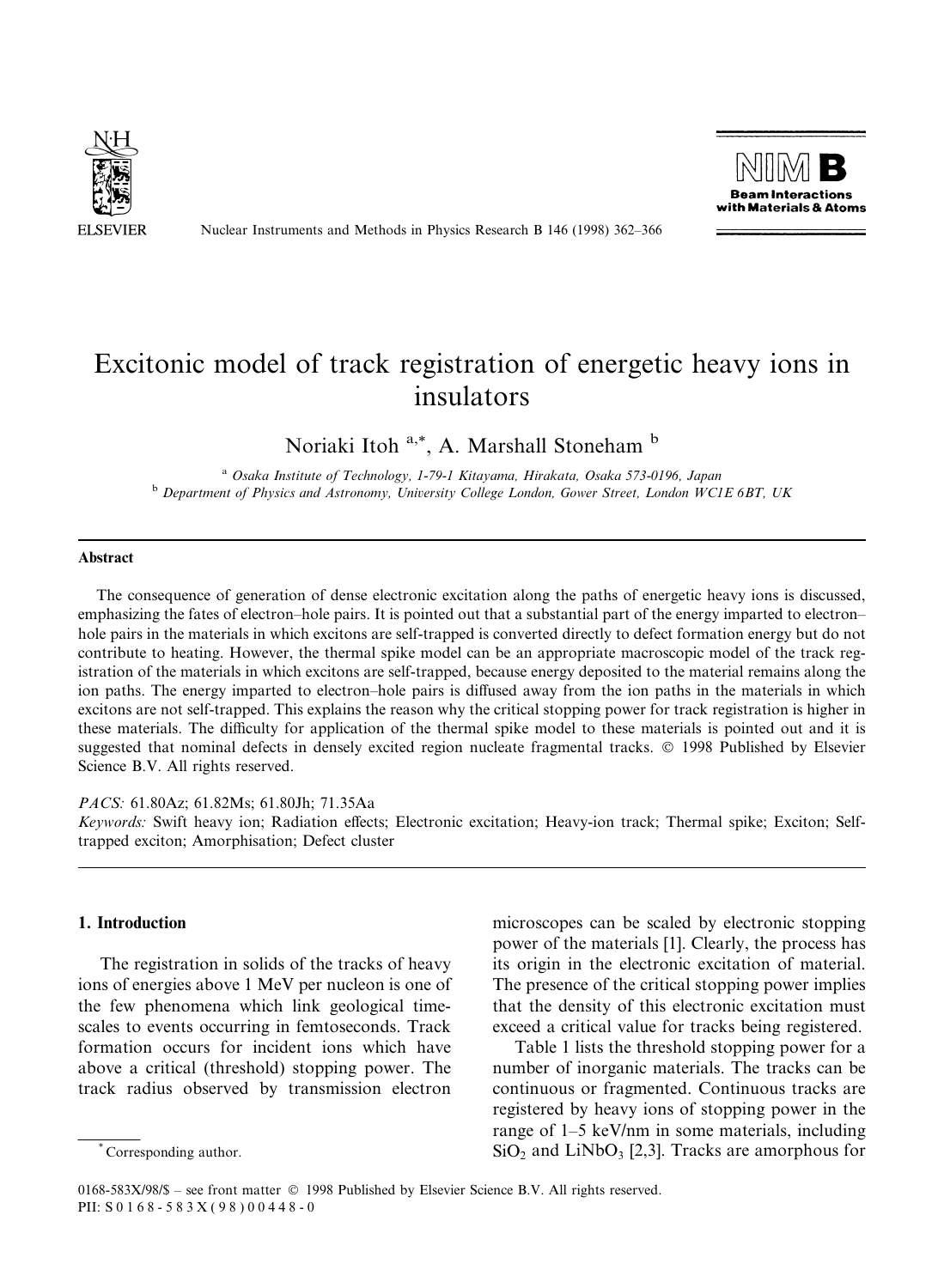# Excitonic model of track registration of energetic heavy ions in insulators

Noriaki Itoh [a,*], A. Marshall Stoneham [b]

[a] Osaka Institute of Technology, 1-79-1 Kitayama, Hirakata, Osaka 573-0196, Japan
[b] Department of Physics and Astronomy, University College London, Gower Street, London WC1E 6BT, UK

## Abstract

The consequence of generation of dense electronic excitation along the paths of energetic heavy ions is discussed, emphasizing the fates of electron–hole pairs. It is pointed out that a substantial part of the energy imparted to electron–hole pairs in the materials in which excitons are self-trapped is converted directly to defect formation energy but do not contribute to heating. However, the thermal spike model can be an appropriate macroscopic model of the track registration of the materials in which excitons are self-trapped, because energy deposited to the material remains along the ion paths. The energy imparted to electron–hole pairs is diffused away from the ion paths in the materials in which excitons are not self-trapped. This explains the reason why the critical stopping power for track registration is higher in these materials. The difficulty for application of the thermal spike model to these materials is pointed out and it is suggested that nominal defects in densely excited region nucleate fragmental tracks. © 1998 Published by Elsevier Science B.V. All rights reserved.

*PACS:* 61.80Az; 61.82Ms; 61.80Jh; 71.35Aa

*Keywords:* Swift heavy ion; Radiation effects; Electronic excitation; Heavy-ion track; Thermal spike; Exciton; Self-trapped exciton; Amorphisation; Defect cluster

## 1. Introduction

The registration in solids of the tracks of heavy ions of energies above 1 MeV per nucleon is one of the few phenomena which link geological time-scales to events occurring in femtoseconds. Track formation occurs for incident ions which have above a critical (threshold) stopping power. The track radius observed by transmission electron microscopes can be scaled by electronic stopping power of the materials [1]. Clearly, the process has its origin in the electronic excitation of material. The presence of the critical stopping power implies that the density of this electronic excitation must exceed a critical value for tracks being registered.

Table 1 lists the threshold stopping power for a number of inorganic materials. The tracks can be continuous or fragmented. Continuous tracks are registered by heavy ions of stopping power in the range of 1–5 keV/nm in some materials, including $SiO_2$ and $LiNbO_3$ [2,3]. Tracks are amorphous for

* Corresponding author.

0168-583X/98/$ – see front matter © 1998 Published by Elsevier Science B.V. All rights reserved.
PII: S0168-583X(98)00448-0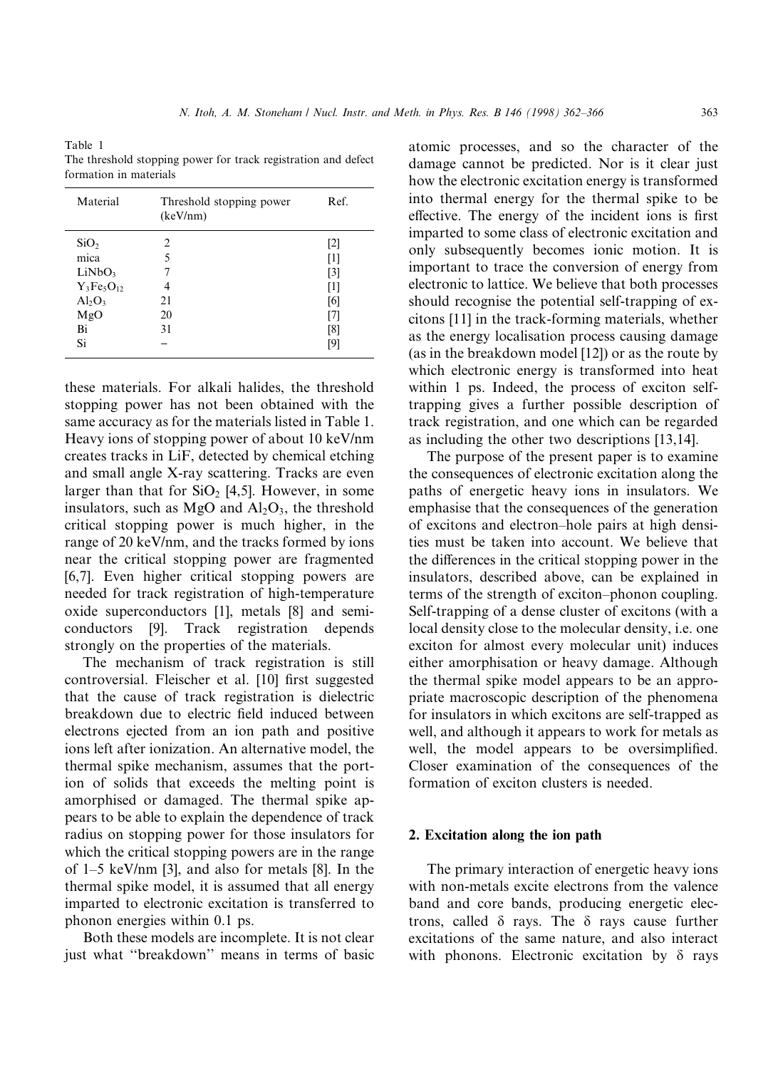Table 1
The threshold stopping power for track registration and defect formation in materials

| Material | Threshold stopping power (keV/nm) | Ref. |
|---|---|---|
| $SiO_2$ | 2 | [2] |
| mica | 5 | [1] |
| $LiNbO_3$ | 7 | [3] |
| $Y_3Fe_5O_{12}$ | 4 | [1] |
| $Al_2O_3$ | 21 | [6] |
| MgO | 20 | [7] |
| Bi | 31 | [8] |
| Si | – | [9] |

these materials. For alkali halides, the threshold stopping power has not been obtained with the same accuracy as for the materials listed in Table 1. Heavy ions of stopping power of about 10 keV/nm creates tracks in LiF, detected by chemical etching and small angle X-ray scattering. Tracks are even larger than that for $SiO_2$ [4,5]. However, in some insulators, such as MgO and $Al_2O_3$, the threshold critical stopping power is much higher, in the range of 20 keV/nm, and the tracks formed by ions near the critical stopping power are fragmented [6,7]. Even higher critical stopping powers are needed for track registration of high-temperature oxide superconductors [1], metals [8] and semiconductors [9]. Track registration depends strongly on the properties of the materials.

The mechanism of track registration is still controversial. Fleischer et al. [10] first suggested that the cause of track registration is dielectric breakdown due to electric field induced between electrons ejected from an ion path and positive ions left after ionization. An alternative model, the thermal spike mechanism, assumes that the portion of solids that exceeds the melting point is amorphised or damaged. The thermal spike appears to be able to explain the dependence of track radius on stopping power for those insulators for which the critical stopping powers are in the range of 1–5 keV/nm [3], and also for metals [8]. In the thermal spike model, it is assumed that all energy imparted to electronic excitation is transferred to phonon energies within 0.1 ps.

Both these models are incomplete. It is not clear just what "breakdown" means in terms of basic atomic processes, and so the character of the damage cannot be predicted. Nor is it clear just how the electronic excitation energy is transformed into thermal energy for the thermal spike to be effective. The energy of the incident ions is first imparted to some class of electronic excitation and only subsequently becomes ionic motion. It is important to trace the conversion of energy from electronic to lattice. We believe that both processes should recognise the potential self-trapping of excitons [11] in the track-forming materials, whether as the energy localisation process causing damage (as in the breakdown model [12]) or as the route by which electronic energy is transformed into heat within 1 ps. Indeed, the process of exciton self-trapping gives a further possible description of track registration, and one which can be regarded as including the other two descriptions [13,14].

The purpose of the present paper is to examine the consequences of electronic excitation along the paths of energetic heavy ions in insulators. We emphasise that the consequences of the generation of excitons and electron–hole pairs at high densities must be taken into account. We believe that the differences in the critical stopping power in the insulators, described above, can be explained in terms of the strength of exciton–phonon coupling. Self-trapping of a dense cluster of excitons (with a local density close to the molecular density, i.e. one exciton for almost every molecular unit) induces either amorphisation or heavy damage. Although the thermal spike model appears to be an appropriate macroscopic description of the phenomena for insulators in which excitons are self-trapped as well, and although it appears to work for metals as well, the model appears to be oversimplified. Closer examination of the consequences of the formation of exciton clusters is needed.

## 2. Excitation along the ion path

The primary interaction of energetic heavy ions with non-metals excite electrons from the valence band and core bands, producing energetic electrons, called δ rays. The δ rays cause further excitations of the same nature, and also interact with phonons. Electronic excitation by δ rays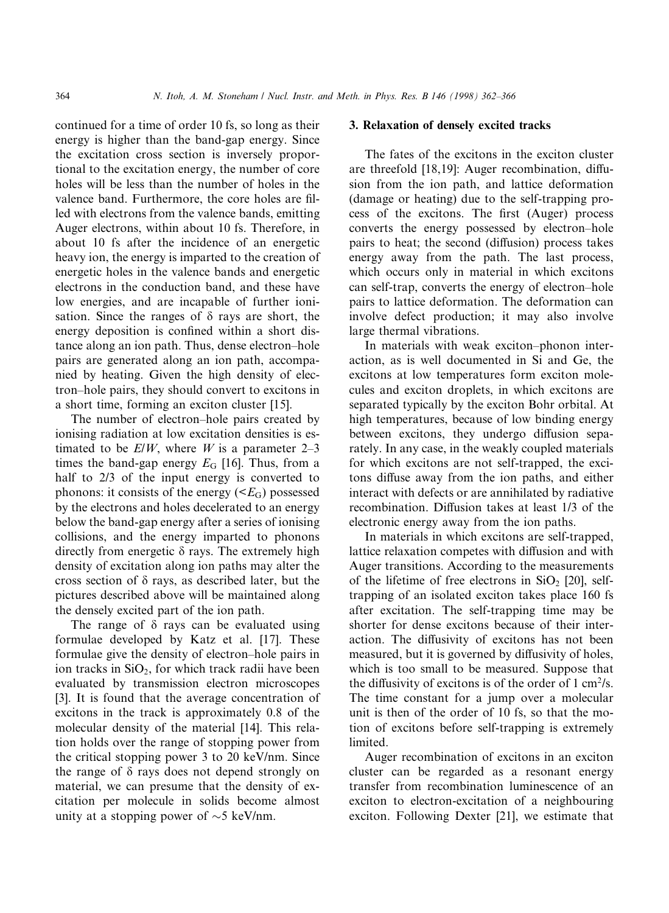continued for a time of order 10 fs, so long as their energy is higher than the band-gap energy. Since the excitation cross section is inversely proportional to the excitation energy, the number of core holes will be less than the number of holes in the valence band. Furthermore, the core holes are filled with electrons from the valence bands, emitting Auger electrons, within about 10 fs. Therefore, in about 10 fs after the incidence of an energetic heavy ion, the energy is imparted to the creation of energetic holes in the valence bands and energetic electrons in the conduction band, and these have low energies, and are incapable of further ionisation. Since the ranges of δ rays are short, the energy deposition is confined within a short distance along an ion path. Thus, dense electron–hole pairs are generated along an ion path, accompanied by heating. Given the high density of electron–hole pairs, they should convert to excitons in a short time, forming an exciton cluster [15].

The number of electron–hole pairs created by ionising radiation at low excitation densities is estimated to be $E/W$, where $W$ is a parameter 2–3 times the band-gap energy $E_G$ [16]. Thus, from a half to 2/3 of the input energy is converted to phonons: it consists of the energy ($<E_G$) possessed by the electrons and holes decelerated to an energy below the band-gap energy after a series of ionising collisions, and the energy imparted to phonons directly from energetic δ rays. The extremely high density of excitation along ion paths may alter the cross section of δ rays, as described later, but the pictures described above will be maintained along the densely excited part of the ion path.

The range of δ rays can be evaluated using formulae developed by Katz et al. [17]. These formulae give the density of electron–hole pairs in ion tracks in $SiO_2$, for which track radii have been evaluated by transmission electron microscopes [3]. It is found that the average concentration of excitons in the track is approximately 0.8 of the molecular density of the material [14]. This relation holds over the range of stopping power from the critical stopping power 3 to 20 keV/nm. Since the range of δ rays does not depend strongly on material, we can presume that the density of excitation per molecule in solids become almost unity at a stopping power of ~5 keV/nm.

## 3. Relaxation of densely excited tracks

The fates of the excitons in the exciton cluster are threefold [18,19]: Auger recombination, diffusion from the ion path, and lattice deformation (damage or heating) due to the self-trapping process of the excitons. The first (Auger) process converts the energy possessed by electron–hole pairs to heat; the second (diffusion) process takes energy away from the path. The last process, which occurs only in material in which excitons can self-trap, converts the energy of electron–hole pairs to lattice deformation. The deformation can involve defect production; it may also involve large thermal vibrations.

In materials with weak exciton–phonon interaction, as is well documented in Si and Ge, the excitons at low temperatures form exciton molecules and exciton droplets, in which excitons are separated typically by the exciton Bohr orbital. At high temperatures, because of low binding energy between excitons, they undergo diffusion separately. In any case, in the weakly coupled materials for which excitons are not self-trapped, the excitons diffuse away from the ion paths, and either interact with defects or are annihilated by radiative recombination. Diffusion takes at least 1/3 of the electronic energy away from the ion paths.

In materials in which excitons are self-trapped, lattice relaxation competes with diffusion and with Auger transitions. According to the measurements of the lifetime of free electrons in $SiO_2$ [20], self-trapping of an isolated exciton takes place 160 fs after excitation. The self-trapping time may be shorter for dense excitons because of their interaction. The diffusivity of excitons has not been measured, but it is governed by diffusivity of holes, which is too small to be measured. Suppose that the diffusivity of excitons is of the order of 1 $cm^2/s$. The time constant for a jump over a molecular unit is then of the order of 10 fs, so that the motion of excitons before self-trapping is extremely limited.

Auger recombination of excitons in an exciton cluster can be regarded as a resonant energy transfer from recombination luminescence of an exciton to electron-excitation of a neighbouring exciton. Following Dexter [21], we estimate that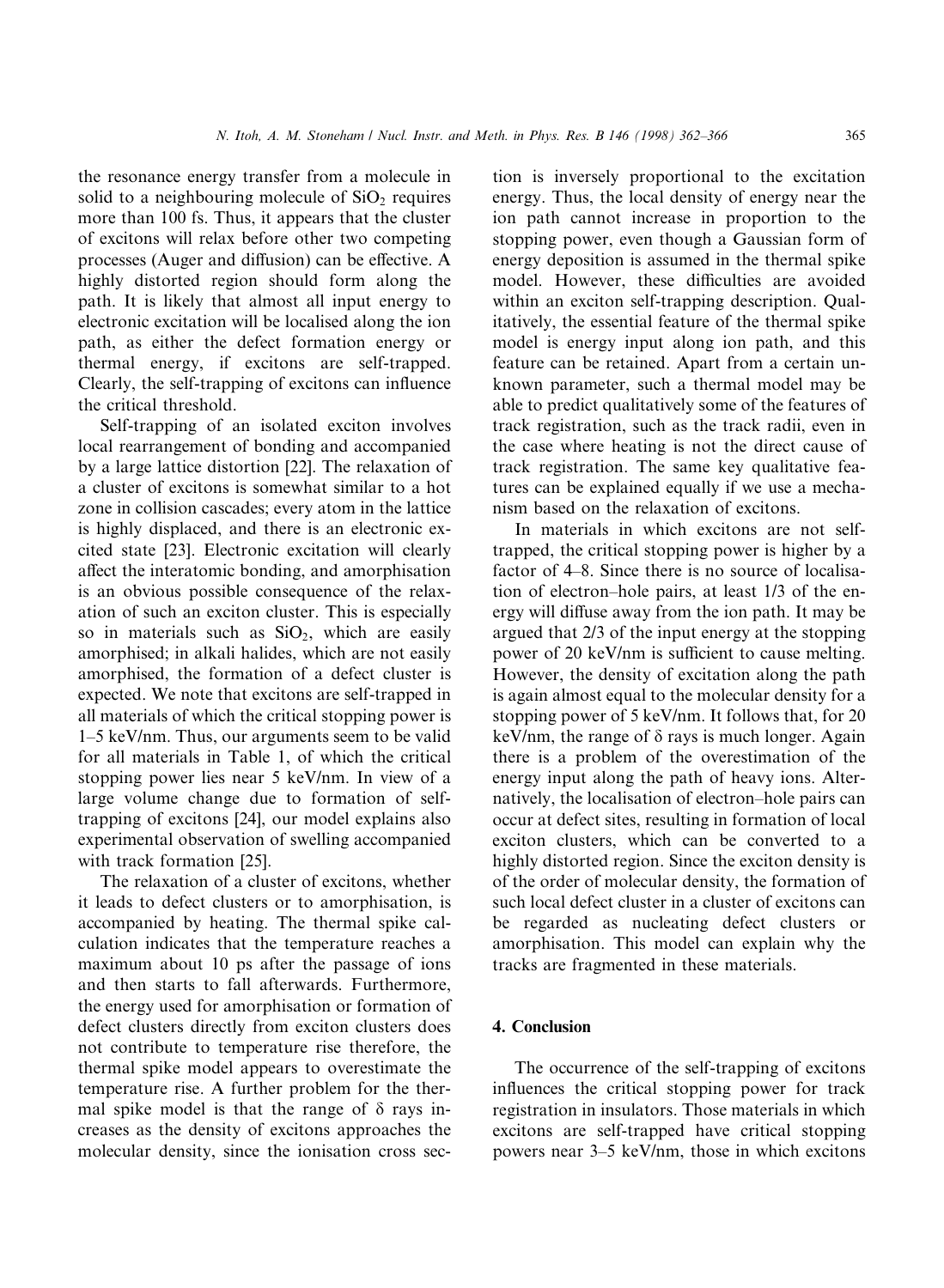the resonance energy transfer from a molecule in solid to a neighbouring molecule of $SiO_2$ requires more than 100 fs. Thus, it appears that the cluster of excitons will relax before other two competing processes (Auger and diffusion) can be effective. A highly distorted region should form along the path. It is likely that almost all input energy to electronic excitation will be localised along the ion path, as either the defect formation energy or thermal energy, if excitons are self-trapped. Clearly, the self-trapping of excitons can influence the critical threshold.

Self-trapping of an isolated exciton involves local rearrangement of bonding and accompanied by a large lattice distortion [22]. The relaxation of a cluster of excitons is somewhat similar to a hot zone in collision cascades; every atom in the lattice is highly displaced, and there is an electronic excited state [23]. Electronic excitation will clearly affect the interatomic bonding, and amorphisation is an obvious possible consequence of the relaxation of such an exciton cluster. This is especially so in materials such as $SiO_2$, which are easily amorphised; in alkali halides, which are not easily amorphised, the formation of a defect cluster is expected. We note that excitons are self-trapped in all materials of which the critical stopping power is 1–5 keV/nm. Thus, our arguments seem to be valid for all materials in Table 1, of which the critical stopping power lies near 5 keV/nm. In view of a large volume change due to formation of self-trapping of excitons [24], our model explains also experimental observation of swelling accompanied with track formation [25].

The relaxation of a cluster of excitons, whether it leads to defect clusters or to amorphisation, is accompanied by heating. The thermal spike calculation indicates that the temperature reaches a maximum about 10 ps after the passage of ions and then starts to fall afterwards. Furthermore, the energy used for amorphisation or formation of defect clusters directly from exciton clusters does not contribute to temperature rise therefore, the thermal spike model appears to overestimate the temperature rise. A further problem for the thermal spike model is that the range of $\delta$ rays increases as the density of excitons approaches the molecular density, since the ionisation cross section is inversely proportional to the excitation energy. Thus, the local density of energy near the ion path cannot increase in proportion to the stopping power, even though a Gaussian form of energy deposition is assumed in the thermal spike model. However, these difficulties are avoided within an exciton self-trapping description. Qualitatively, the essential feature of the thermal spike model is energy input along ion path, and this feature can be retained. Apart from a certain unknown parameter, such a thermal model may be able to predict qualitatively some of the features of track registration, such as the track radii, even in the case where heating is not the direct cause of track registration. The same key qualitative features can be explained equally if we use a mechanism based on the relaxation of excitons.

In materials in which excitons are not self-trapped, the critical stopping power is higher by a factor of 4–8. Since there is no source of localisation of electron–hole pairs, at least 1/3 of the energy will diffuse away from the ion path. It may be argued that 2/3 of the input energy at the stopping power of 20 keV/nm is sufficient to cause melting. However, the density of excitation along the path is again almost equal to the molecular density for a stopping power of 5 keV/nm. It follows that, for 20 keV/nm, the range of $\delta$ rays is much longer. Again there is a problem of the overestimation of the energy input along the path of heavy ions. Alternatively, the localisation of electron–hole pairs can occur at defect sites, resulting in formation of local exciton clusters, which can be converted to a highly distorted region. Since the exciton density is of the order of molecular density, the formation of such local defect cluster in a cluster of excitons can be regarded as nucleating defect clusters or amorphisation. This model can explain why the tracks are fragmented in these materials.

## 4. Conclusion

The occurrence of the self-trapping of excitons influences the critical stopping power for track registration in insulators. Those materials in which excitons are self-trapped have critical stopping powers near 3–5 keV/nm, those in which excitons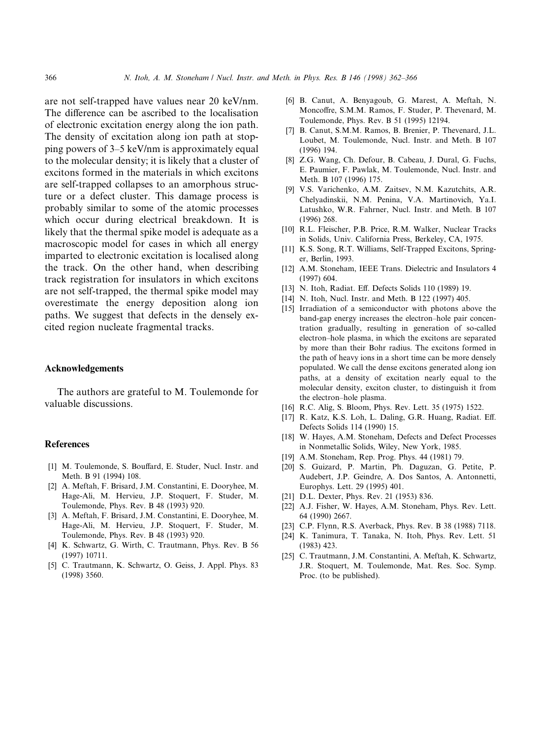are not self-trapped have values near 20 keV/nm. The difference can be ascribed to the localisation of electronic excitation energy along the ion path. The density of excitation along ion path at stopping powers of 3–5 keV/nm is approximately equal to the molecular density; it is likely that a cluster of excitons formed in the materials in which excitons are self-trapped collapses to an amorphous structure or a defect cluster. This damage process is probably similar to some of the atomic processes which occur during electrical breakdown. It is likely that the thermal spike model is adequate as a macroscopic model for cases in which all energy imparted to electronic excitation is localised along the track. On the other hand, when describing track registration for insulators in which excitons are not self-trapped, the thermal spike model may overestimate the energy deposition along ion paths. We suggest that defects in the densely excited region nucleate fragmental tracks.

## Acknowledgements

The authors are grateful to M. Toulemonde for valuable discussions.

## References

[1] M. Toulemonde, S. Bouffard, E. Studer, Nucl. Instr. and Meth. B 91 (1994) 108.

[2] A. Meftah, F. Brisard, J.M. Constantini, E. Dooryhee, M. Hage-Ali, M. Hervieu, J.P. Stoquert, F. Studer, M. Toulemonde, Phys. Rev. B 48 (1993) 920.

[3] A. Meftah, F. Brisard, J.M. Constantini, E. Dooryhee, M. Hage-Ali, M. Hervieu, J.P. Stoquert, F. Studer, M. Toulemonde, Phys. Rev. B 48 (1993) 920.

[4] K. Schwartz, G. Wirth, C. Trautmann, Phys. Rev. B 56 (1997) 10711.

[5] C. Trautmann, K. Schwartz, O. Geiss, J. Appl. Phys. 83 (1998) 3560.

[6] B. Canut, A. Benyagoub, G. Marest, A. Meftah, N. Moncoffre, S.M.M. Ramos, F. Studer, P. Thevenard, M. Toulemonde, Phys. Rev. B 51 (1995) 12194.

[7] B. Canut, S.M.M. Ramos, B. Brenier, P. Thevenard, J.L. Loubet, M. Toulemonde, Nucl. Instr. and Meth. B 107 (1996) 194.

[8] Z.G. Wang, Ch. Defour, B. Cabeau, J. Dural, G. Fuchs, E. Paumier, F. Pawlak, M. Toulemonde, Nucl. Instr. and Meth. B 107 (1996) 175.

[9] V.S. Varichenko, A.M. Zaitsev, N.M. Kazutchits, A.R. Chelyadinskii, N.M. Penina, V.A. Martinovich, Ya.I. Latushko, W.R. Fahrner, Nucl. Instr. and Meth. B 107 (1996) 268.

[10] R.L. Fleischer, P.B. Price, R.M. Walker, Nuclear Tracks in Solids, Univ. California Press, Berkeley, CA, 1975.

[11] K.S. Song, R.T. Williams, Self-Trapped Excitons, Springer, Berlin, 1993.

[12] A.M. Stoneham, IEEE Trans. Dielectric and Insulators 4 (1997) 604.

[13] N. Itoh, Radiat. Eff. Defects Solids 110 (1989) 19.

[14] N. Itoh, Nucl. Instr. and Meth. B 122 (1997) 405.

[15] Irradiation of a semiconductor with photons above the band-gap energy increases the electron–hole pair concentration gradually, resulting in generation of so-called electron–hole plasma, in which the excitons are separated by more than their Bohr radius. The excitons formed in the path of heavy ions in a short time can be more densely populated. We call the dense excitons generated along ion paths, at a density of excitation nearly equal to the molecular density, exciton cluster, to distinguish it from the electron–hole plasma.

[16] R.C. Alig, S. Bloom, Phys. Rev. Lett. 35 (1975) 1522.

[17] R. Katz, K.S. Loh, L. Daling, G.R. Huang, Radiat. Eff. Defects Solids 114 (1990) 15.

[18] W. Hayes, A.M. Stoneham, Defects and Defect Processes in Nonmetallic Solids, Wiley, New York, 1985.

[19] A.M. Stoneham, Rep. Prog. Phys. 44 (1981) 79.

[20] S. Guizard, P. Martin, Ph. Daguzan, G. Petite, P. Audebert, J.P. Geindre, A. Dos Santos, A. Antonnetti, Europhys. Lett. 29 (1995) 401.

[21] D.L. Dexter, Phys. Rev. 21 (1953) 836.

[22] A.J. Fisher, W. Hayes, A.M. Stoneham, Phys. Rev. Lett. 64 (1990) 2667.

[23] C.P. Flynn, R.S. Averback, Phys. Rev. B 38 (1988) 7118.

[24] K. Tanimura, T. Tanaka, N. Itoh, Phys. Rev. Lett. 51 (1983) 423.

[25] C. Trautmann, J.M. Constantini, A. Meftah, K. Schwartz, J.R. Stoquert, M. Toulemonde, Mat. Res. Soc. Symp. Proc. (to be published).